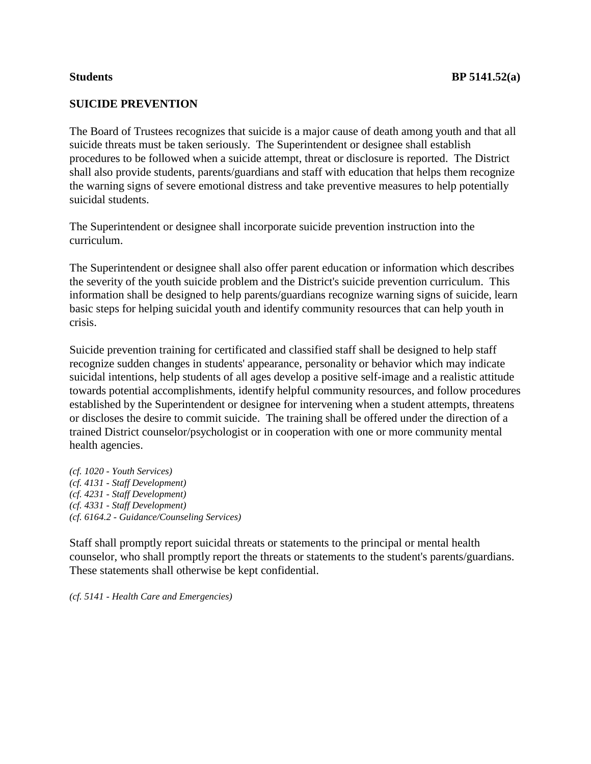**Students** **BP 5141.52(a)**

## SUICIDE PREVENTION

The Board of Trustees recognizes that suicide is a major cause of death among youth and that all suicide threats must be taken seriously. The Superintendent or designee shall establish procedures to be followed when a suicide attempt, threat or disclosure is reported. The District shall also provide students, parents/guardians and staff with education that helps them recognize the warning signs of severe emotional distress and take preventive measures to help potentially suicidal students.

The Superintendent or designee shall incorporate suicide prevention instruction into the curriculum.

The Superintendent or designee shall also offer parent education or information which describes the severity of the youth suicide problem and the District's suicide prevention curriculum. This information shall be designed to help parents/guardians recognize warning signs of suicide, learn basic steps for helping suicidal youth and identify community resources that can help youth in crisis.

Suicide prevention training for certificated and classified staff shall be designed to help staff recognize sudden changes in students' appearance, personality or behavior which may indicate suicidal intentions, help students of all ages develop a positive self-image and a realistic attitude towards potential accomplishments, identify helpful community resources, and follow procedures established by the Superintendent or designee for intervening when a student attempts, threatens or discloses the desire to commit suicide. The training shall be offered under the direction of a trained District counselor/psychologist or in cooperation with one or more community mental health agencies.

*(cf. 1020 - Youth Services)*
*(cf. 4131 - Staff Development)*
*(cf. 4231 - Staff Development)*
*(cf. 4331 - Staff Development)*
*(cf. 6164.2 - Guidance/Counseling Services)*

Staff shall promptly report suicidal threats or statements to the principal or mental health counselor, who shall promptly report the threats or statements to the student's parents/guardians. These statements shall otherwise be kept confidential.

*(cf. 5141 - Health Care and Emergencies)*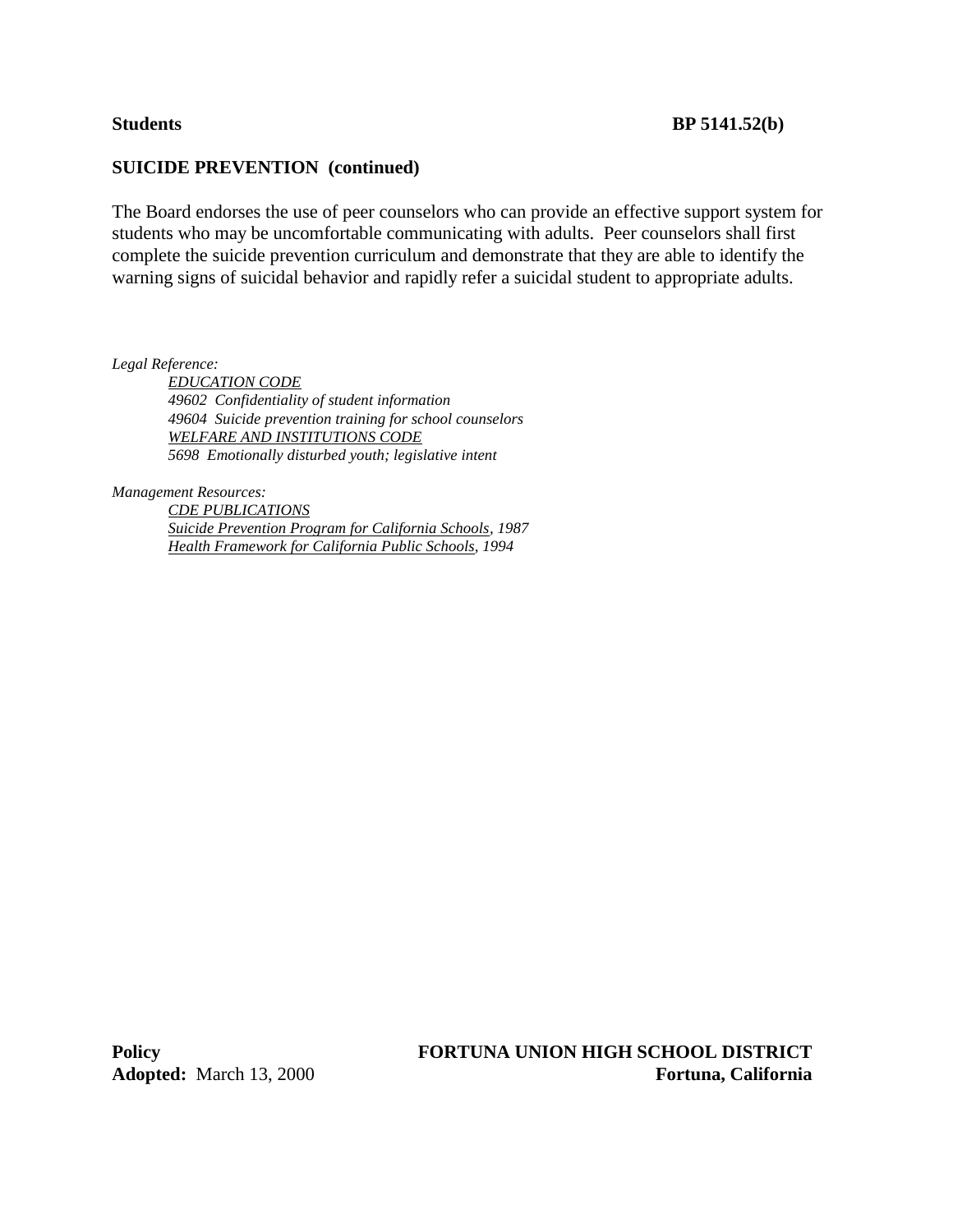**SUICIDE PREVENTION (continued)**

The Board endorses the use of peer counselors who can provide an effective support system for students who may be uncomfortable communicating with adults. Peer counselors shall first complete the suicide prevention curriculum and demonstrate that they are able to identify the warning signs of suicidal behavior and rapidly refer a suicidal student to appropriate adults.

*Legal Reference:*

*EDUCATION CODE*
*49602 Confidentiality of student information*
*49604 Suicide prevention training for school counselors*
*WELFARE AND INSTITUTIONS CODE*
*5698 Emotionally disturbed youth; legislative intent*

*Management Resources:*

*CDE PUBLICATIONS*
*Suicide Prevention Program for California Schools, 1987*
*Health Framework for California Public Schools, 1994*

**Policy**
**Adopted:** March 13, 2000

**FORTUNA UNION HIGH SCHOOL DISTRICT**
**Fortuna, California**